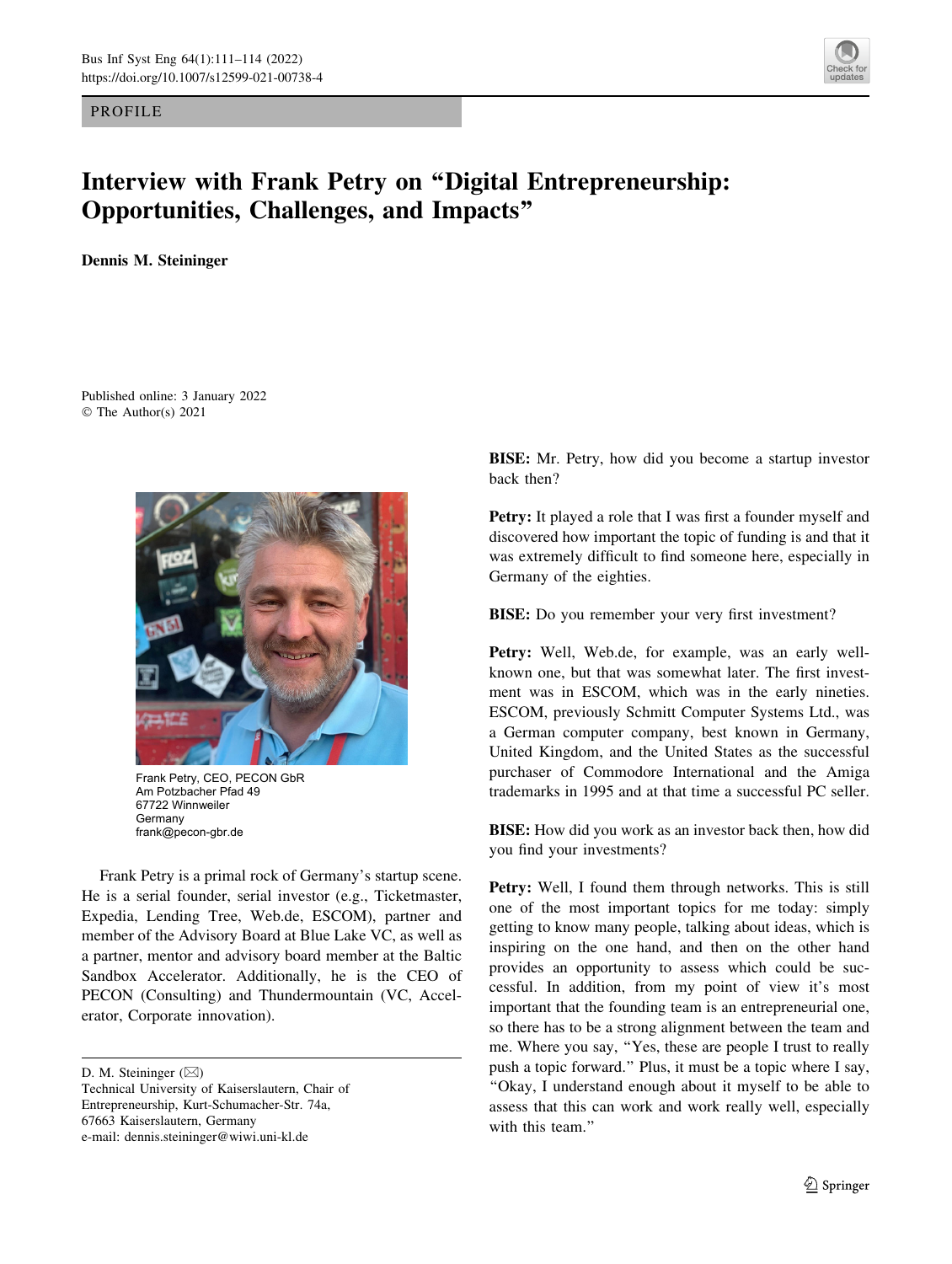PROFILE

# Interview with Frank Petry on "Digital Entrepreneurship: Opportunities, Challenges, and Impacts"

**Dennis M. Steininger**

Published online: 3 January 2022
© The Author(s) 2021

Frank Petry, CEO, PECON GbR
Am Potzbacher Pfad 49
67722 Winnweiler
Germany
frank@pecon-gbr.de

Frank Petry is a primal rock of Germany's startup scene. He is a serial founder, serial investor (e.g., Ticketmaster, Expedia, Lending Tree, Web.de, ESCOM), partner and member of the Advisory Board at Blue Lake VC, as well as a partner, mentor and advisory board member at the Baltic Sandbox Accelerator. Additionally, he is the CEO of PECON (Consulting) and Thundermountain (VC, Accelerator, Corporate innovation).

D. M. Steininger (✉)
Technical University of Kaiserslautern, Chair of Entrepreneurship, Kurt-Schumacher-Str. 74a, 67663 Kaiserslautern, Germany
e-mail: dennis.steininger@wiwi.uni-kl.de

**BISE:** Mr. Petry, how did you become a startup investor back then?

**Petry:** It played a role that I was first a founder myself and discovered how important the topic of funding is and that it was extremely difficult to find someone here, especially in Germany of the eighties.

**BISE:** Do you remember your very first investment?

**Petry:** Well, Web.de, for example, was an early well-known one, but that was somewhat later. The first investment was in ESCOM, which was in the early nineties. ESCOM, previously Schmitt Computer Systems Ltd., was a German computer company, best known in Germany, United Kingdom, and the United States as the successful purchaser of Commodore International and the Amiga trademarks in 1995 and at that time a successful PC seller.

**BISE:** How did you work as an investor back then, how did you find your investments?

**Petry:** Well, I found them through networks. This is still one of the most important topics for me today: simply getting to know many people, talking about ideas, which is inspiring on the one hand, and then on the other hand provides an opportunity to assess which could be successful. In addition, from my point of view it's most important that the founding team is an entrepreneurial one, so there has to be a strong alignment between the team and me. Where you say, "Yes, these are people I trust to really push a topic forward." Plus, it must be a topic where I say, "Okay, I understand enough about it myself to be able to assess that this can work and work really well, especially with this team."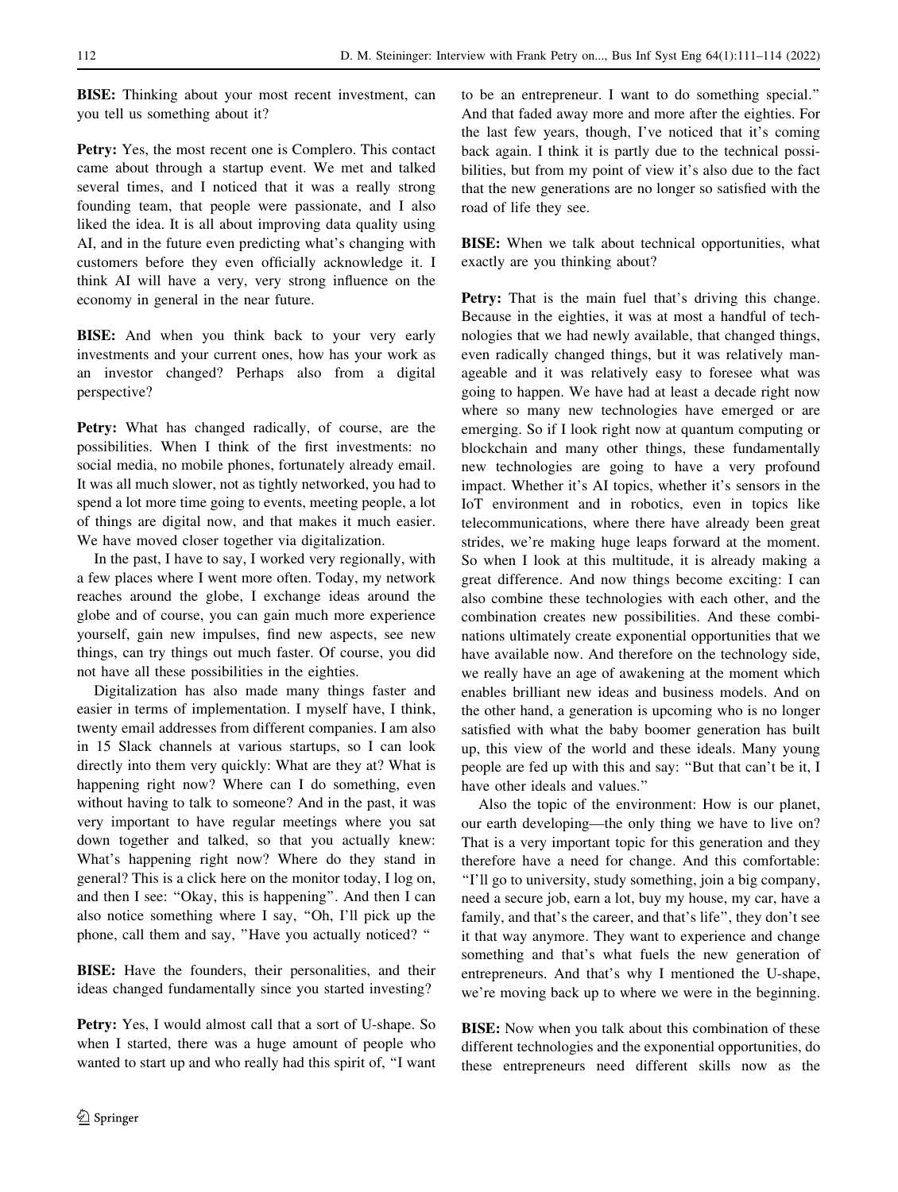**BISE:** Thinking about your most recent investment, can you tell us something about it?

**Petry:** Yes, the most recent one is Complero. This contact came about through a startup event. We met and talked several times, and I noticed that it was a really strong founding team, that people were passionate, and I also liked the idea. It is all about improving data quality using AI, and in the future even predicting what's changing with customers before they even officially acknowledge it. I think AI will have a very, very strong influence on the economy in general in the near future.

**BISE:** And when you think back to your very early investments and your current ones, how has your work as an investor changed? Perhaps also from a digital perspective?

**Petry:** What has changed radically, of course, are the possibilities. When I think of the first investments: no social media, no mobile phones, fortunately already email. It was all much slower, not as tightly networked, you had to spend a lot more time going to events, meeting people, a lot of things are digital now, and that makes it much easier. We have moved closer together via digitalization.

In the past, I have to say, I worked very regionally, with a few places where I went more often. Today, my network reaches around the globe, I exchange ideas around the globe and of course, you can gain much more experience yourself, gain new impulses, find new aspects, see new things, can try things out much faster. Of course, you did not have all these possibilities in the eighties.

Digitalization has also made many things faster and easier in terms of implementation. I myself have, I think, twenty email addresses from different companies. I am also in 15 Slack channels at various startups, so I can look directly into them very quickly: What are they at? What is happening right now? Where can I do something, even without having to talk to someone? And in the past, it was very important to have regular meetings where you sat down together and talked, so that you actually knew: What's happening right now? Where do they stand in general? This is a click here on the monitor today, I log on, and then I see: "Okay, this is happening". And then I can also notice something where I say, "Oh, I'll pick up the phone, call them and say, "Have you actually noticed? "

**BISE:** Have the founders, their personalities, and their ideas changed fundamentally since you started investing?

**Petry:** Yes, I would almost call that a sort of U-shape. So when I started, there was a huge amount of people who wanted to start up and who really had this spirit of, "I want to be an entrepreneur. I want to do something special." And that faded away more and more after the eighties. For the last few years, though, I've noticed that it's coming back again. I think it is partly due to the technical possibilities, but from my point of view it's also due to the fact that the new generations are no longer so satisfied with the road of life they see.

**BISE:** When we talk about technical opportunities, what exactly are you thinking about?

**Petry:** That is the main fuel that's driving this change. Because in the eighties, it was at most a handful of technologies that we had newly available, that changed things, even radically changed things, but it was relatively manageable and it was relatively easy to foresee what was going to happen. We have had at least a decade right now where so many new technologies have emerged or are emerging. So if I look right now at quantum computing or blockchain and many other things, these fundamentally new technologies are going to have a very profound impact. Whether it's AI topics, whether it's sensors in the IoT environment and in robotics, even in topics like telecommunications, where there have already been great strides, we're making huge leaps forward at the moment. So when I look at this multitude, it is already making a great difference. And now things become exciting: I can also combine these technologies with each other, and the combination creates new possibilities. And these combinations ultimately create exponential opportunities that we have available now. And therefore on the technology side, we really have an age of awakening at the moment which enables brilliant new ideas and business models. And on the other hand, a generation is upcoming who is no longer satisfied with what the baby boomer generation has built up, this view of the world and these ideals. Many young people are fed up with this and say: "But that can't be it, I have other ideals and values."

Also the topic of the environment: How is our planet, our earth developing—the only thing we have to live on? That is a very important topic for this generation and they therefore have a need for change. And this comfortable: "I'll go to university, study something, join a big company, need a secure job, earn a lot, buy my house, my car, have a family, and that's the career, and that's life", they don't see it that way anymore. They want to experience and change something and that's what fuels the new generation of entrepreneurs. And that's why I mentioned the U-shape, we're moving back up to where we were in the beginning.

**BISE:** Now when you talk about this combination of these different technologies and the exponential opportunities, do these entrepreneurs need different skills now as the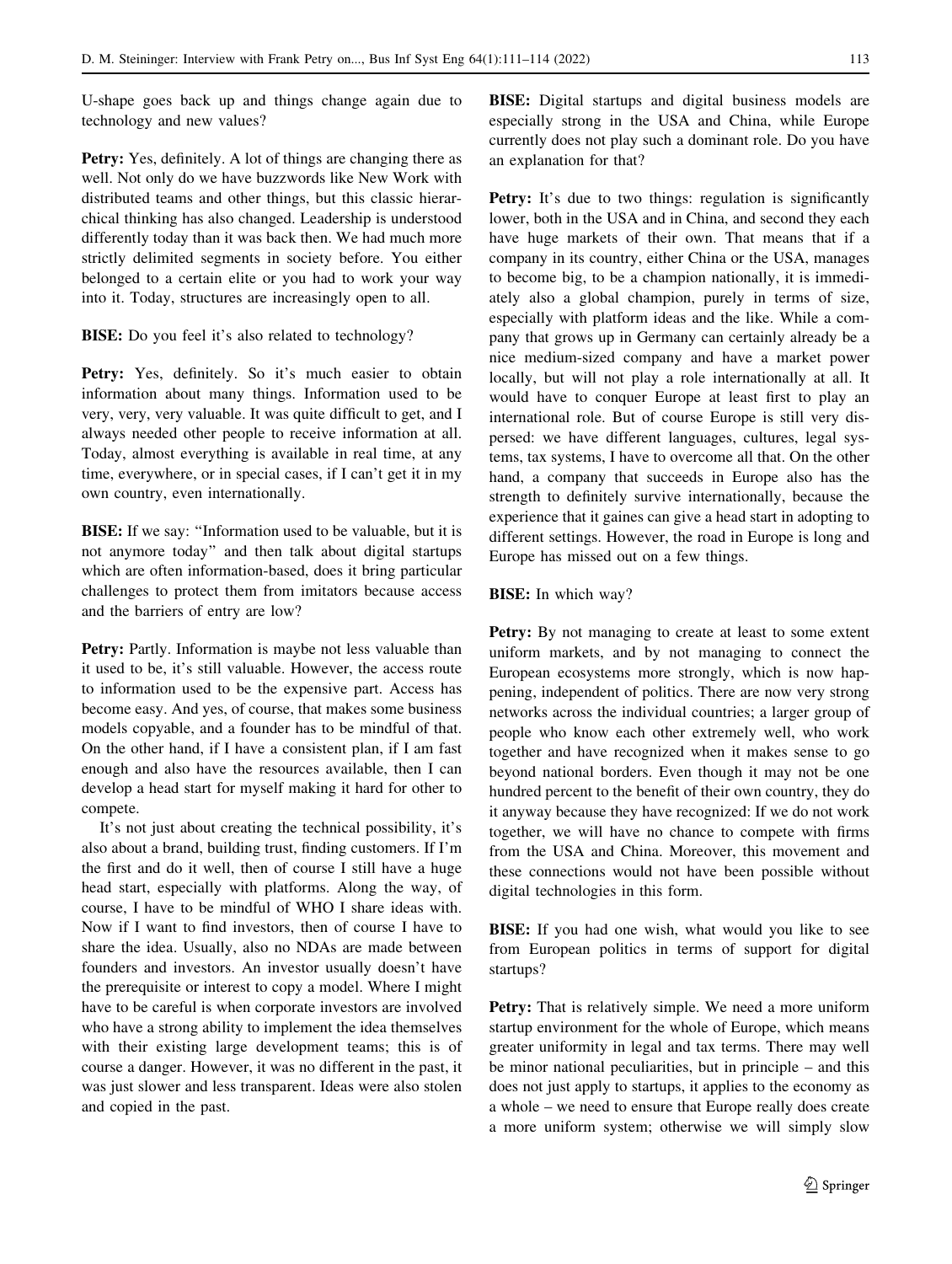U-shape goes back up and things change again due to technology and new values?

**Petry:** Yes, definitely. A lot of things are changing there as well. Not only do we have buzzwords like New Work with distributed teams and other things, but this classic hierarchical thinking has also changed. Leadership is understood differently today than it was back then. We had much more strictly delimited segments in society before. You either belonged to a certain elite or you had to work your way into it. Today, structures are increasingly open to all.

**BISE:** Do you feel it's also related to technology?

**Petry:** Yes, definitely. So it's much easier to obtain information about many things. Information used to be very, very, very valuable. It was quite difficult to get, and I always needed other people to receive information at all. Today, almost everything is available in real time, at any time, everywhere, or in special cases, if I can't get it in my own country, even internationally.

**BISE:** If we say: "Information used to be valuable, but it is not anymore today" and then talk about digital startups which are often information-based, does it bring particular challenges to protect them from imitators because access and the barriers of entry are low?

**Petry:** Partly. Information is maybe not less valuable than it used to be, it's still valuable. However, the access route to information used to be the expensive part. Access has become easy. And yes, of course, that makes some business models copyable, and a founder has to be mindful of that. On the other hand, if I have a consistent plan, if I am fast enough and also have the resources available, then I can develop a head start for myself making it hard for other to compete.

It's not just about creating the technical possibility, it's also about a brand, building trust, finding customers. If I'm the first and do it well, then of course I still have a huge head start, especially with platforms. Along the way, of course, I have to be mindful of WHO I share ideas with. Now if I want to find investors, then of course I have to share the idea. Usually, also no NDAs are made between founders and investors. An investor usually doesn't have the prerequisite or interest to copy a model. Where I might have to be careful is when corporate investors are involved who have a strong ability to implement the idea themselves with their existing large development teams; this is of course a danger. However, it was no different in the past, it was just slower and less transparent. Ideas were also stolen and copied in the past.

**BISE:** Digital startups and digital business models are especially strong in the USA and China, while Europe currently does not play such a dominant role. Do you have an explanation for that?

**Petry:** It's due to two things: regulation is significantly lower, both in the USA and in China, and second they each have huge markets of their own. That means that if a company in its country, either China or the USA, manages to become big, to be a champion nationally, it is immediately also a global champion, purely in terms of size, especially with platform ideas and the like. While a company that grows up in Germany can certainly already be a nice medium-sized company and have a market power locally, but will not play a role internationally at all. It would have to conquer Europe at least first to play an international role. But of course Europe is still very dispersed: we have different languages, cultures, legal systems, tax systems, I have to overcome all that. On the other hand, a company that succeeds in Europe also has the strength to definitely survive internationally, because the experience that it gaines can give a head start in adopting to different settings. However, the road in Europe is long and Europe has missed out on a few things.

**BISE:** In which way?

**Petry:** By not managing to create at least to some extent uniform markets, and by not managing to connect the European ecosystems more strongly, which is now happening, independent of politics. There are now very strong networks across the individual countries; a larger group of people who know each other extremely well, who work together and have recognized when it makes sense to go beyond national borders. Even though it may not be one hundred percent to the benefit of their own country, they do it anyway because they have recognized: If we do not work together, we will have no chance to compete with firms from the USA and China. Moreover, this movement and these connections would not have been possible without digital technologies in this form.

**BISE:** If you had one wish, what would you like to see from European politics in terms of support for digital startups?

**Petry:** That is relatively simple. We need a more uniform startup environment for the whole of Europe, which means greater uniformity in legal and tax terms. There may well be minor national peculiarities, but in principle – and this does not just apply to startups, it applies to the economy as a whole – we need to ensure that Europe really does create a more uniform system; otherwise we will simply slow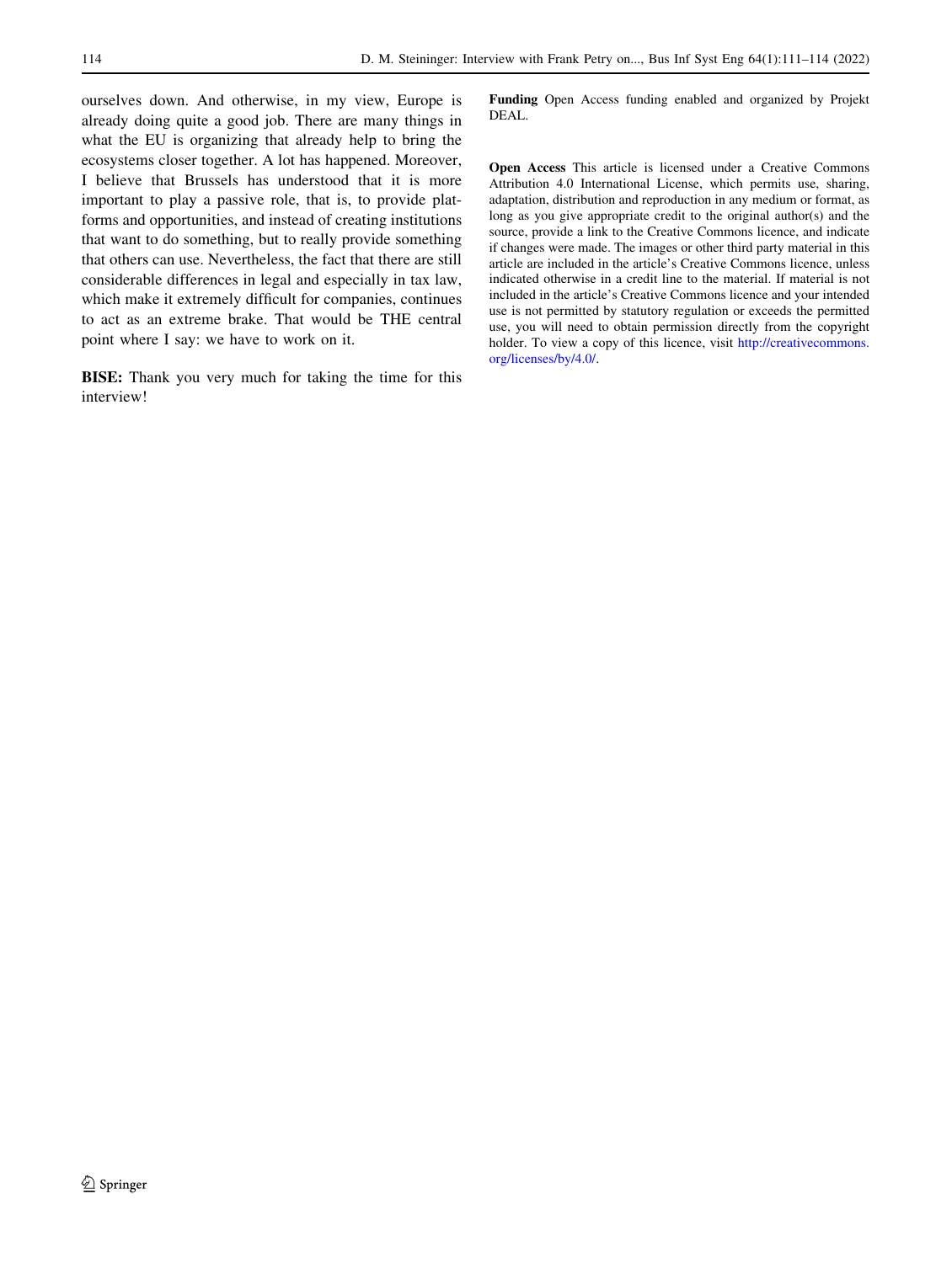ourselves down. And otherwise, in my view, Europe is already doing quite a good job. There are many things in what the EU is organizing that already help to bring the ecosystems closer together. A lot has happened. Moreover, I believe that Brussels has understood that it is more important to play a passive role, that is, to provide platforms and opportunities, and instead of creating institutions that want to do something, but to really provide something that others can use. Nevertheless, the fact that there are still considerable differences in legal and especially in tax law, which make it extremely difficult for companies, continues to act as an extreme brake. That would be THE central point where I say: we have to work on it.

**BISE:** Thank you very much for taking the time for this interview!

**Funding** Open Access funding enabled and organized by Projekt DEAL.

**Open Access** This article is licensed under a Creative Commons Attribution 4.0 International License, which permits use, sharing, adaptation, distribution and reproduction in any medium or format, as long as you give appropriate credit to the original author(s) and the source, provide a link to the Creative Commons licence, and indicate if changes were made. The images or other third party material in this article are included in the article's Creative Commons licence, unless indicated otherwise in a credit line to the material. If material is not included in the article's Creative Commons licence and your intended use is not permitted by statutory regulation or exceeds the permitted use, you will need to obtain permission directly from the copyright holder. To view a copy of this licence, visit http://creativecommons.org/licenses/by/4.0/.